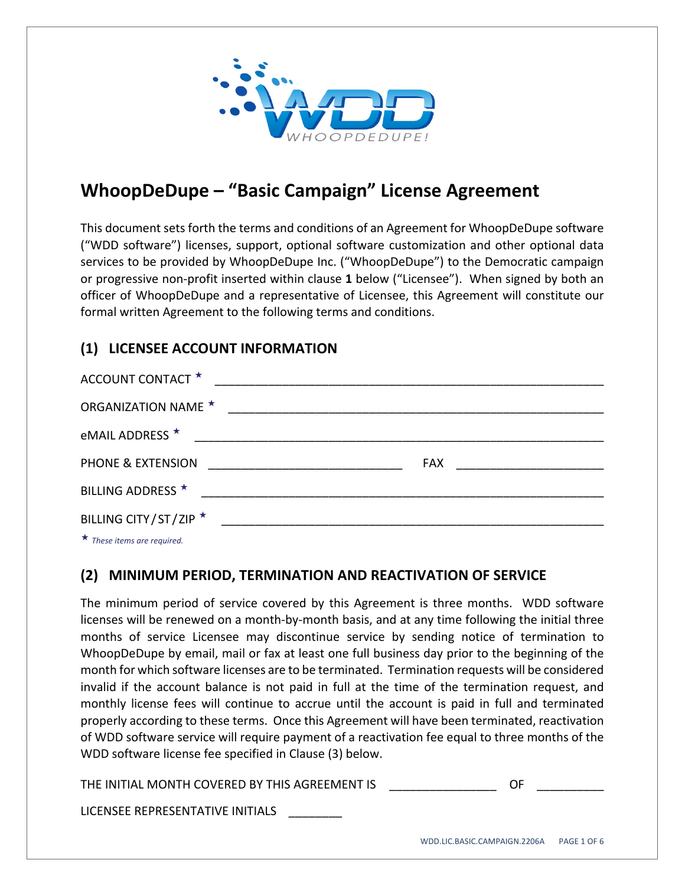# WhoopDeDupe – "Basic Campaign" License Agreement

This document sets forth the terms and conditions of an Agreement for WhoopDeDupe software ("WDD software") licenses, support, optional software customization and other optional data services to be provided by WhoopDeDupe Inc. ("WhoopDeDupe") to the Democratic campaign or progressive non-profit inserted within clause **1** below ("Licensee"). When signed by both an officer of WhoopDeDupe and a representative of Licensee, this Agreement will constitute our formal written Agreement to the following terms and conditions.

## (1) LICENSEE ACCOUNT INFORMATION

ACCOUNT CONTACT ★ ____________________________________________________________

ORGANIZATION NAME ★ __________________________________________________________

eMAIL ADDRESS ★ _______________________________________________________________

PHONE & EXTENSION ______________________________ FAX ______________________

BILLING ADDRESS ★ _____________________________________________________________

BILLING CITY/ST/ZIP ★ __________________________________________________________

★ *These items are required.*

## (2) MINIMUM PERIOD, TERMINATION AND REACTIVATION OF SERVICE

The minimum period of service covered by this Agreement is three months. WDD software licenses will be renewed on a month-by-month basis, and at any time following the initial three months of service Licensee may discontinue service by sending notice of termination to WhoopDeDupe by email, mail or fax at least one full business day prior to the beginning of the month for which software licenses are to be terminated. Termination requests will be considered invalid if the account balance is not paid in full at the time of the termination request, and monthly license fees will continue to accrue until the account is paid in full and terminated properly according to these terms. Once this Agreement will have been terminated, reactivation of WDD software service will require payment of a reactivation fee equal to three months of the WDD software license fee specified in Clause (3) below.

THE INITIAL MONTH COVERED BY THIS AGREEMENT IS ________________ OF __________

LICENSEE REPRESENTATIVE INITIALS ________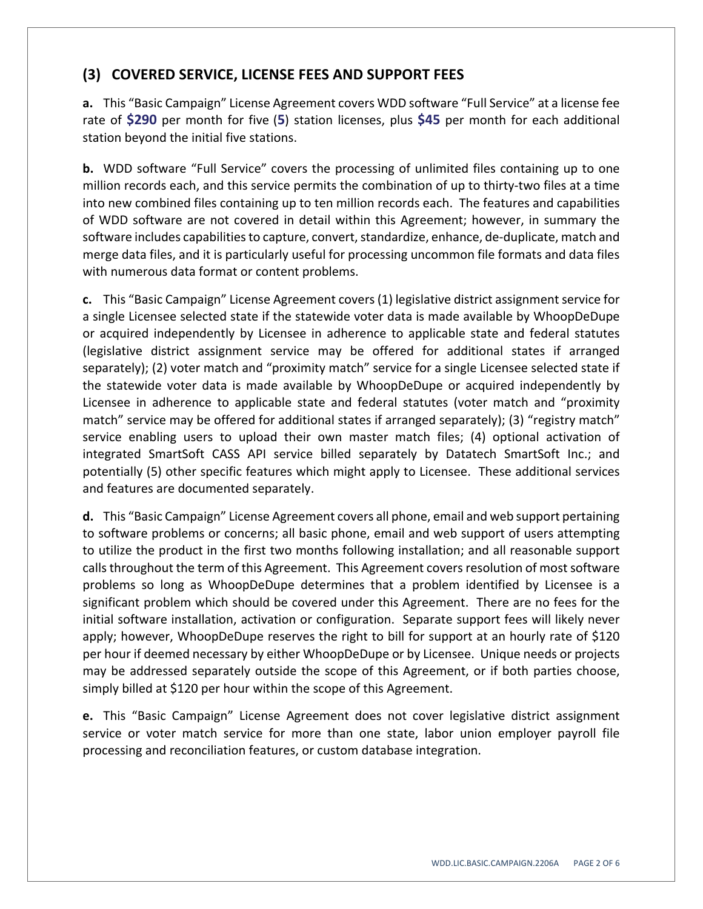## (3) COVERED SERVICE, LICENSE FEES AND SUPPORT FEES

**a.** This "Basic Campaign" License Agreement covers WDD software "Full Service" at a license fee rate of **$290** per month for five (**5**) station licenses, plus **$45** per month for each additional station beyond the initial five stations.

**b.** WDD software "Full Service" covers the processing of unlimited files containing up to one million records each, and this service permits the combination of up to thirty-two files at a time into new combined files containing up to ten million records each. The features and capabilities of WDD software are not covered in detail within this Agreement; however, in summary the software includes capabilities to capture, convert, standardize, enhance, de-duplicate, match and merge data files, and it is particularly useful for processing uncommon file formats and data files with numerous data format or content problems.

**c.** This "Basic Campaign" License Agreement covers (1) legislative district assignment service for a single Licensee selected state if the statewide voter data is made available by WhoopDeDupe or acquired independently by Licensee in adherence to applicable state and federal statutes (legislative district assignment service may be offered for additional states if arranged separately); (2) voter match and "proximity match" service for a single Licensee selected state if the statewide voter data is made available by WhoopDeDupe or acquired independently by Licensee in adherence to applicable state and federal statutes (voter match and "proximity match" service may be offered for additional states if arranged separately); (3) "registry match" service enabling users to upload their own master match files; (4) optional activation of integrated SmartSoft CASS API service billed separately by Datatech SmartSoft Inc.; and potentially (5) other specific features which might apply to Licensee. These additional services and features are documented separately.

**d.** This "Basic Campaign" License Agreement covers all phone, email and web support pertaining to software problems or concerns; all basic phone, email and web support of users attempting to utilize the product in the first two months following installation; and all reasonable support calls throughout the term of this Agreement. This Agreement covers resolution of most software problems so long as WhoopDeDupe determines that a problem identified by Licensee is a significant problem which should be covered under this Agreement. There are no fees for the initial software installation, activation or configuration. Separate support fees will likely never apply; however, WhoopDeDupe reserves the right to bill for support at an hourly rate of $120 per hour if deemed necessary by either WhoopDeDupe or by Licensee. Unique needs or projects may be addressed separately outside the scope of this Agreement, or if both parties choose, simply billed at $120 per hour within the scope of this Agreement.

**e.** This "Basic Campaign" License Agreement does not cover legislative district assignment service or voter match service for more than one state, labor union employer payroll file processing and reconciliation features, or custom database integration.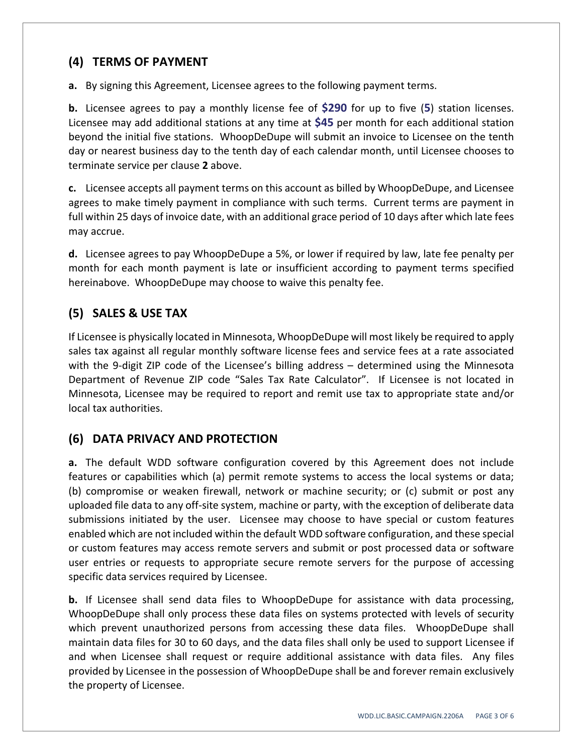## (4) TERMS OF PAYMENT

**a.** By signing this Agreement, Licensee agrees to the following payment terms.

**b.** Licensee agrees to pay a monthly license fee of **$290** for up to five (**5**) station licenses. Licensee may add additional stations at any time at **$45** per month for each additional station beyond the initial five stations. WhoopDeDupe will submit an invoice to Licensee on the tenth day or nearest business day to the tenth day of each calendar month, until Licensee chooses to terminate service per clause **2** above.

**c.** Licensee accepts all payment terms on this account as billed by WhoopDeDupe, and Licensee agrees to make timely payment in compliance with such terms. Current terms are payment in full within 25 days of invoice date, with an additional grace period of 10 days after which late fees may accrue.

**d.** Licensee agrees to pay WhoopDeDupe a 5%, or lower if required by law, late fee penalty per month for each month payment is late or insufficient according to payment terms specified hereinabove. WhoopDeDupe may choose to waive this penalty fee.

## (5) SALES & USE TAX

If Licensee is physically located in Minnesota, WhoopDeDupe will most likely be required to apply sales tax against all regular monthly software license fees and service fees at a rate associated with the 9-digit ZIP code of the Licensee's billing address – determined using the Minnesota Department of Revenue ZIP code "Sales Tax Rate Calculator". If Licensee is not located in Minnesota, Licensee may be required to report and remit use tax to appropriate state and/or local tax authorities.

## (6) DATA PRIVACY AND PROTECTION

**a.** The default WDD software configuration covered by this Agreement does not include features or capabilities which (a) permit remote systems to access the local systems or data; (b) compromise or weaken firewall, network or machine security; or (c) submit or post any uploaded file data to any off-site system, machine or party, with the exception of deliberate data submissions initiated by the user. Licensee may choose to have special or custom features enabled which are not included within the default WDD software configuration, and these special or custom features may access remote servers and submit or post processed data or software user entries or requests to appropriate secure remote servers for the purpose of accessing specific data services required by Licensee.

**b.** If Licensee shall send data files to WhoopDeDupe for assistance with data processing, WhoopDeDupe shall only process these data files on systems protected with levels of security which prevent unauthorized persons from accessing these data files. WhoopDeDupe shall maintain data files for 30 to 60 days, and the data files shall only be used to support Licensee if and when Licensee shall request or require additional assistance with data files. Any files provided by Licensee in the possession of WhoopDeDupe shall be and forever remain exclusively the property of Licensee.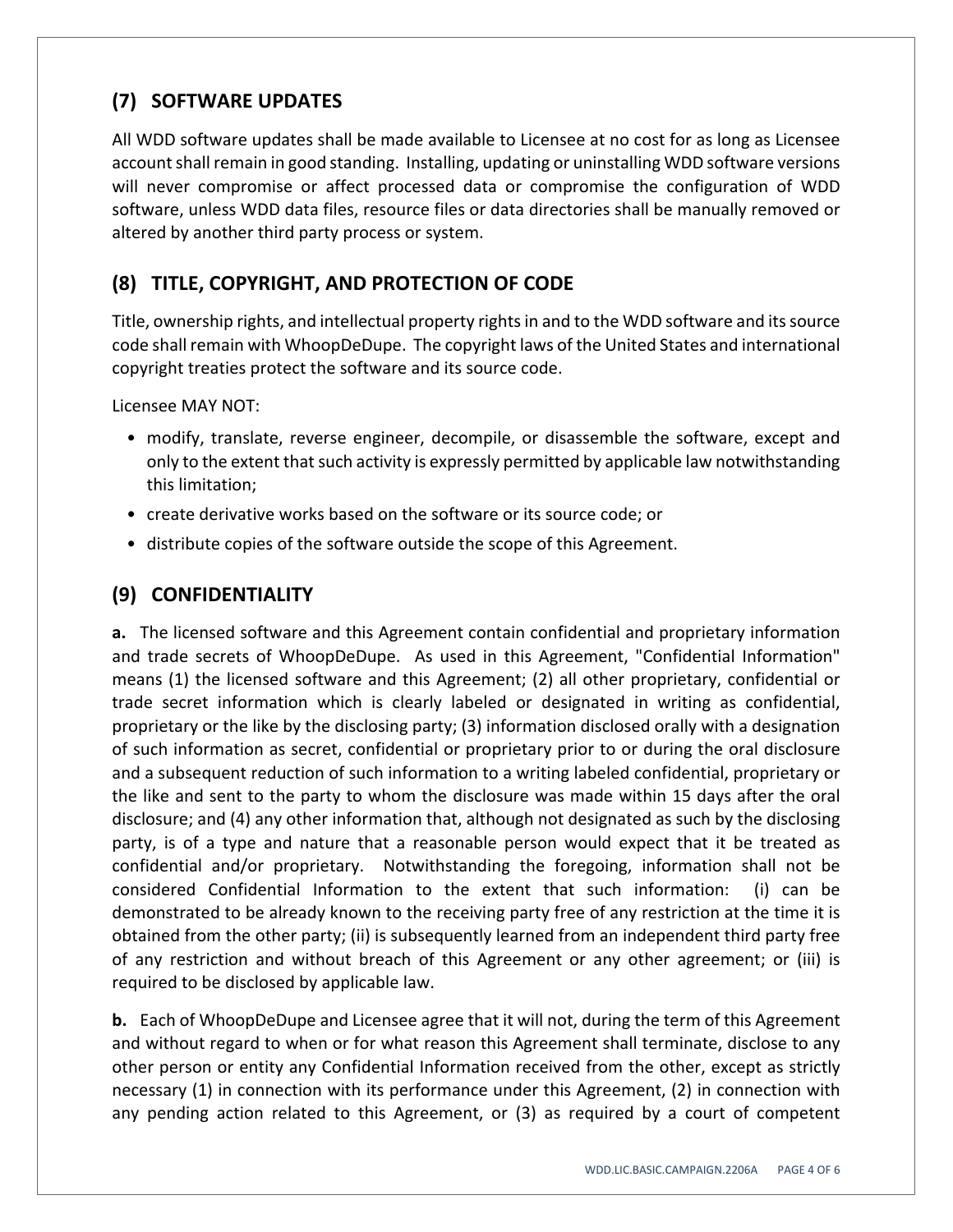## (7) SOFTWARE UPDATES

All WDD software updates shall be made available to Licensee at no cost for as long as Licensee account shall remain in good standing. Installing, updating or uninstalling WDD software versions will never compromise or affect processed data or compromise the configuration of WDD software, unless WDD data files, resource files or data directories shall be manually removed or altered by another third party process or system.

## (8) TITLE, COPYRIGHT, AND PROTECTION OF CODE

Title, ownership rights, and intellectual property rights in and to the WDD software and its source code shall remain with WhoopDeDupe. The copyright laws of the United States and international copyright treaties protect the software and its source code.

Licensee MAY NOT:

- modify, translate, reverse engineer, decompile, or disassemble the software, except and only to the extent that such activity is expressly permitted by applicable law notwithstanding this limitation;
- create derivative works based on the software or its source code; or
- distribute copies of the software outside the scope of this Agreement.

## (9) CONFIDENTIALITY

**a.** The licensed software and this Agreement contain confidential and proprietary information and trade secrets of WhoopDeDupe. As used in this Agreement, "Confidential Information" means (1) the licensed software and this Agreement; (2) all other proprietary, confidential or trade secret information which is clearly labeled or designated in writing as confidential, proprietary or the like by the disclosing party; (3) information disclosed orally with a designation of such information as secret, confidential or proprietary prior to or during the oral disclosure and a subsequent reduction of such information to a writing labeled confidential, proprietary or the like and sent to the party to whom the disclosure was made within 15 days after the oral disclosure; and (4) any other information that, although not designated as such by the disclosing party, is of a type and nature that a reasonable person would expect that it be treated as confidential and/or proprietary. Notwithstanding the foregoing, information shall not be considered Confidential Information to the extent that such information: (i) can be demonstrated to be already known to the receiving party free of any restriction at the time it is obtained from the other party; (ii) is subsequently learned from an independent third party free of any restriction and without breach of this Agreement or any other agreement; or (iii) is required to be disclosed by applicable law.

**b.** Each of WhoopDeDupe and Licensee agree that it will not, during the term of this Agreement and without regard to when or for what reason this Agreement shall terminate, disclose to any other person or entity any Confidential Information received from the other, except as strictly necessary (1) in connection with its performance under this Agreement, (2) in connection with any pending action related to this Agreement, or (3) as required by a court of competent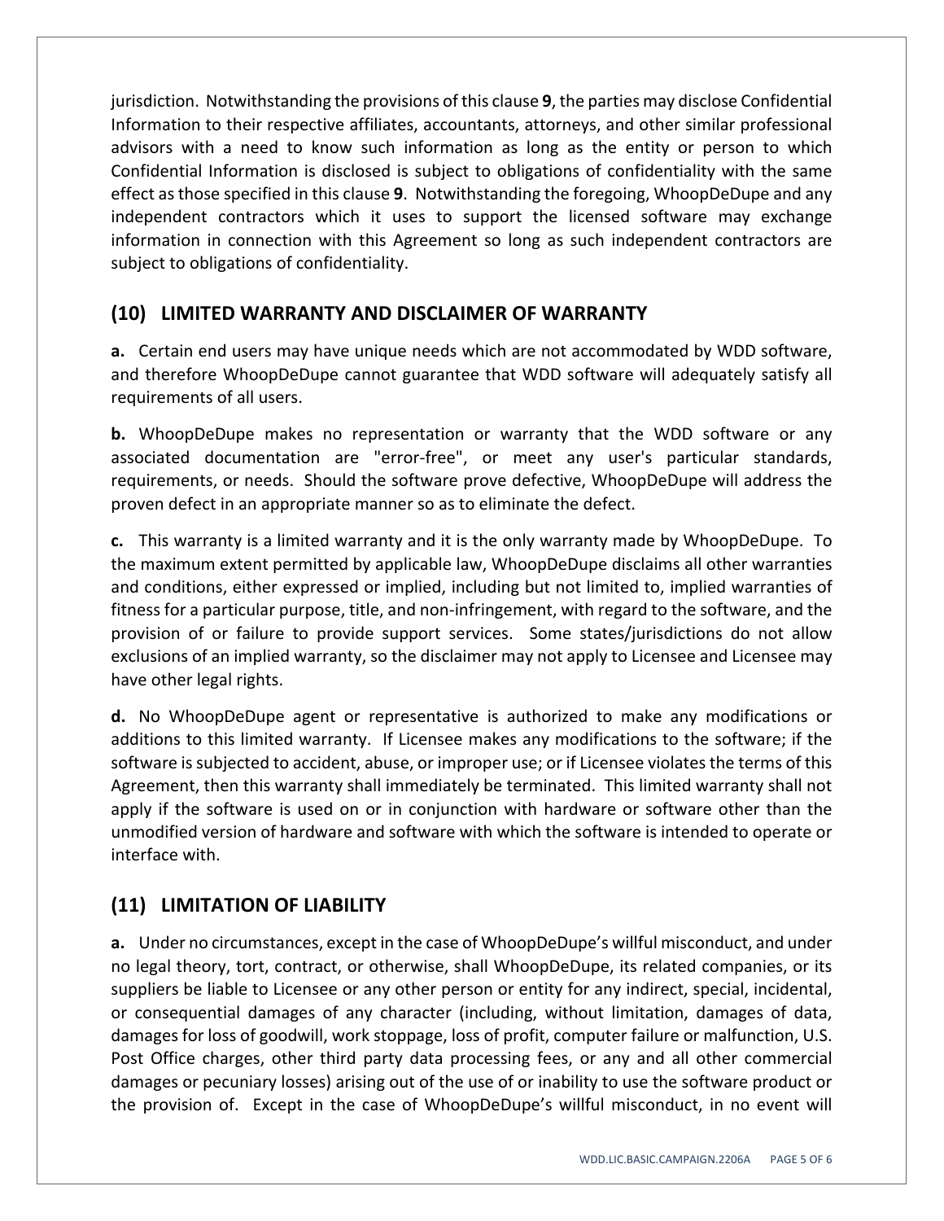jurisdiction. Notwithstanding the provisions of this clause **9**, the parties may disclose Confidential Information to their respective affiliates, accountants, attorneys, and other similar professional advisors with a need to know such information as long as the entity or person to which Confidential Information is disclosed is subject to obligations of confidentiality with the same effect as those specified in this clause **9**. Notwithstanding the foregoing, WhoopDeDupe and any independent contractors which it uses to support the licensed software may exchange information in connection with this Agreement so long as such independent contractors are subject to obligations of confidentiality.

## (10) LIMITED WARRANTY AND DISCLAIMER OF WARRANTY

**a.** Certain end users may have unique needs which are not accommodated by WDD software, and therefore WhoopDeDupe cannot guarantee that WDD software will adequately satisfy all requirements of all users.

**b.** WhoopDeDupe makes no representation or warranty that the WDD software or any associated documentation are "error-free", or meet any user's particular standards, requirements, or needs. Should the software prove defective, WhoopDeDupe will address the proven defect in an appropriate manner so as to eliminate the defect.

**c.** This warranty is a limited warranty and it is the only warranty made by WhoopDeDupe. To the maximum extent permitted by applicable law, WhoopDeDupe disclaims all other warranties and conditions, either expressed or implied, including but not limited to, implied warranties of fitness for a particular purpose, title, and non-infringement, with regard to the software, and the provision of or failure to provide support services. Some states/jurisdictions do not allow exclusions of an implied warranty, so the disclaimer may not apply to Licensee and Licensee may have other legal rights.

**d.** No WhoopDeDupe agent or representative is authorized to make any modifications or additions to this limited warranty. If Licensee makes any modifications to the software; if the software is subjected to accident, abuse, or improper use; or if Licensee violates the terms of this Agreement, then this warranty shall immediately be terminated. This limited warranty shall not apply if the software is used on or in conjunction with hardware or software other than the unmodified version of hardware and software with which the software is intended to operate or interface with.

## (11) LIMITATION OF LIABILITY

**a.** Under no circumstances, except in the case of WhoopDeDupe's willful misconduct, and under no legal theory, tort, contract, or otherwise, shall WhoopDeDupe, its related companies, or its suppliers be liable to Licensee or any other person or entity for any indirect, special, incidental, or consequential damages of any character (including, without limitation, damages of data, damages for loss of goodwill, work stoppage, loss of profit, computer failure or malfunction, U.S. Post Office charges, other third party data processing fees, or any and all other commercial damages or pecuniary losses) arising out of the use of or inability to use the software product or the provision of. Except in the case of WhoopDeDupe's willful misconduct, in no event will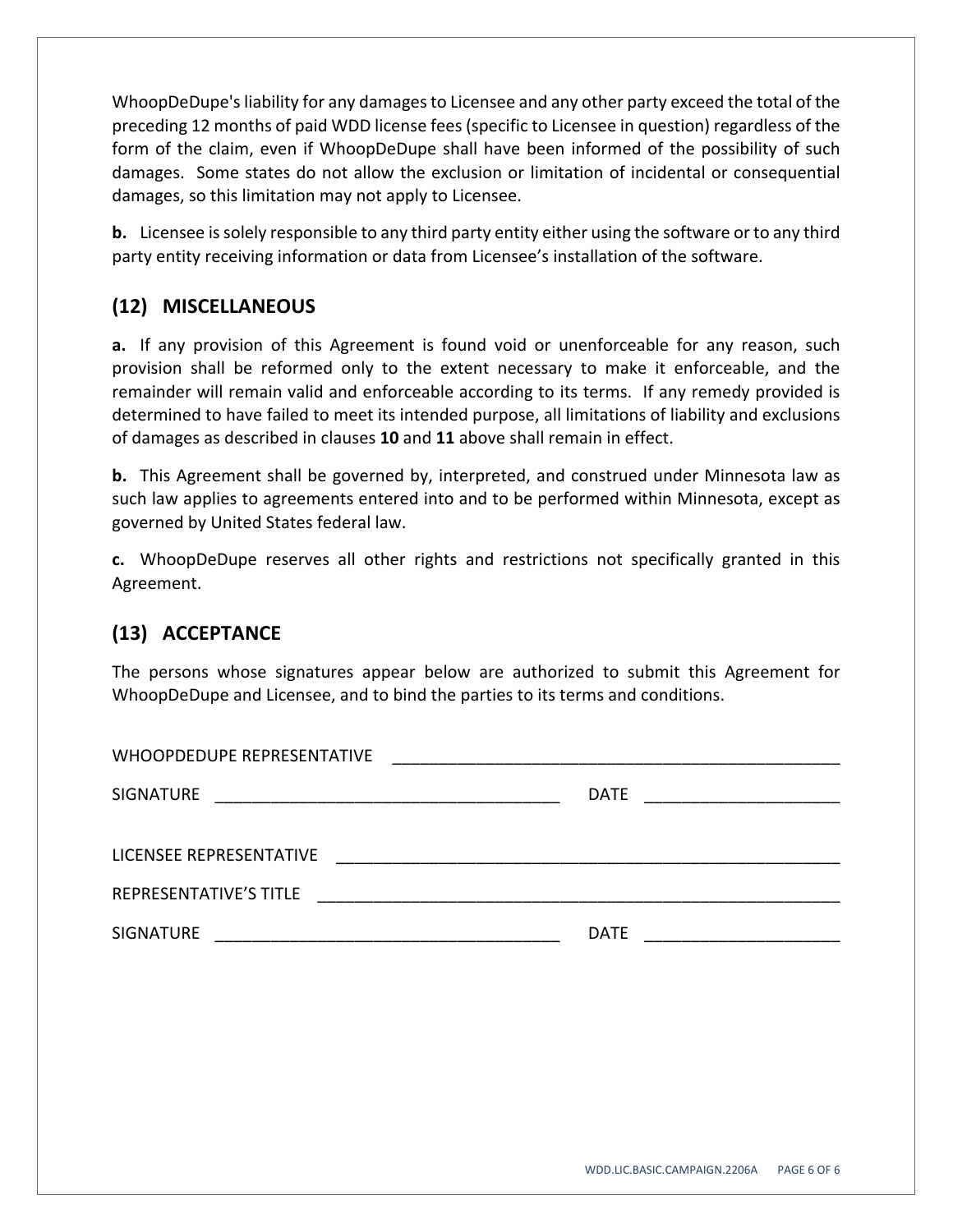WhoopDeDupe's liability for any damages to Licensee and any other party exceed the total of the preceding 12 months of paid WDD license fees (specific to Licensee in question) regardless of the form of the claim, even if WhoopDeDupe shall have been informed of the possibility of such damages. Some states do not allow the exclusion or limitation of incidental or consequential damages, so this limitation may not apply to Licensee.

**b.** Licensee is solely responsible to any third party entity either using the software or to any third party entity receiving information or data from Licensee's installation of the software.

## (12) MISCELLANEOUS

**a.** If any provision of this Agreement is found void or unenforceable for any reason, such provision shall be reformed only to the extent necessary to make it enforceable, and the remainder will remain valid and enforceable according to its terms. If any remedy provided is determined to have failed to meet its intended purpose, all limitations of liability and exclusions of damages as described in clauses **10** and **11** above shall remain in effect.

**b.** This Agreement shall be governed by, interpreted, and construed under Minnesota law as such law applies to agreements entered into and to be performed within Minnesota, except as governed by United States federal law.

**c.** WhoopDeDupe reserves all other rights and restrictions not specifically granted in this Agreement.

## (13) ACCEPTANCE

The persons whose signatures appear below are authorized to submit this Agreement for WhoopDeDupe and Licensee, and to bind the parties to its terms and conditions.

WHOOPDEDUPE REPRESENTATIVE \_\_\_\_\_\_\_\_\_\_\_\_\_\_\_\_\_\_\_\_\_\_\_\_\_\_\_\_\_\_\_\_\_\_\_\_\_\_\_\_

SIGNATURE \_\_\_\_\_\_\_\_\_\_\_\_\_\_\_\_\_\_\_\_\_\_\_\_\_\_\_\_\_\_\_\_ DATE \_\_\_\_\_\_\_\_\_\_\_\_\_\_\_\_\_\_

LICENSEE REPRESENTATIVE \_\_\_\_\_\_\_\_\_\_\_\_\_\_\_\_\_\_\_\_\_\_\_\_\_\_\_\_\_\_\_\_\_\_\_\_\_\_\_\_\_\_\_\_

REPRESENTATIVE'S TITLE \_\_\_\_\_\_\_\_\_\_\_\_\_\_\_\_\_\_\_\_\_\_\_\_\_\_\_\_\_\_\_\_\_\_\_\_\_\_\_\_\_\_\_\_\_\_

SIGNATURE \_\_\_\_\_\_\_\_\_\_\_\_\_\_\_\_\_\_\_\_\_\_\_\_\_\_\_\_\_\_\_\_ DATE \_\_\_\_\_\_\_\_\_\_\_\_\_\_\_\_\_\_